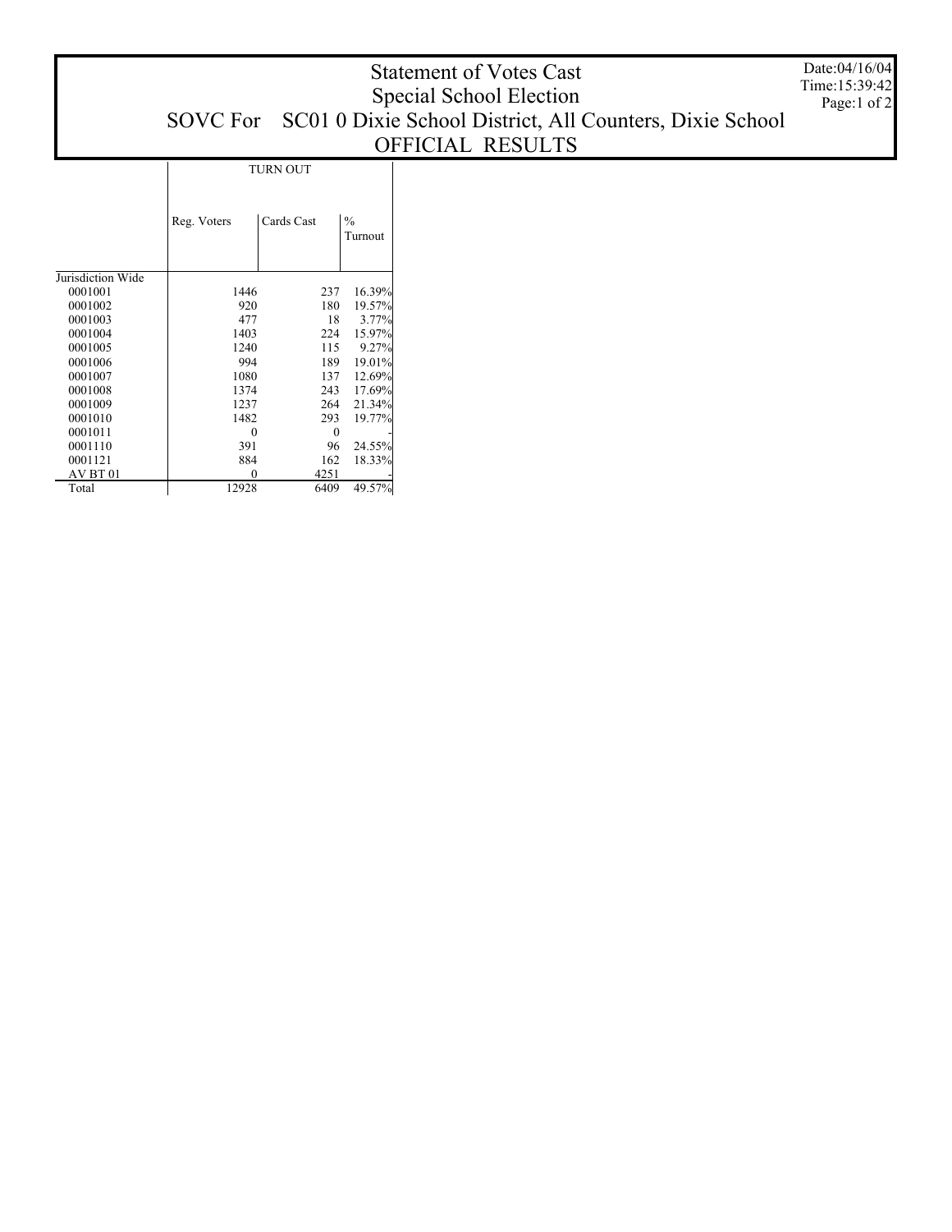# Statement of Votes Cast
## Special School Election
## SOVC For SC01 0 Dixie School District, All Counters, Dixie School
## OFFICIAL RESULTS

Date:04/16/04
Time:15:39:42

| | TURN OUT | | |
|---|---|---|---|
| | Reg. Voters | Cards Cast | % Turnout |
| Jurisdiction Wide | | | |
| 0001001 | 1446 | 237 | 16.39% |
| 0001002 | 920 | 180 | 19.57% |
| 0001003 | 477 | 18 | 3.77% |
| 0001004 | 1403 | 224 | 15.97% |
| 0001005 | 1240 | 115 | 9.27% |
| 0001006 | 994 | 189 | 19.01% |
| 0001007 | 1080 | 137 | 12.69% |
| 0001008 | 1374 | 243 | 17.69% |
| 0001009 | 1237 | 264 | 21.34% |
| 0001010 | 1482 | 293 | 19.77% |
| 0001011 | 0 | 0 | - |
| 0001110 | 391 | 96 | 24.55% |
| 0001121 | 884 | 162 | 18.33% |
| AV BT 01 | 0 | 4251 | - |
| Total | 12928 | 6409 | 49.57% |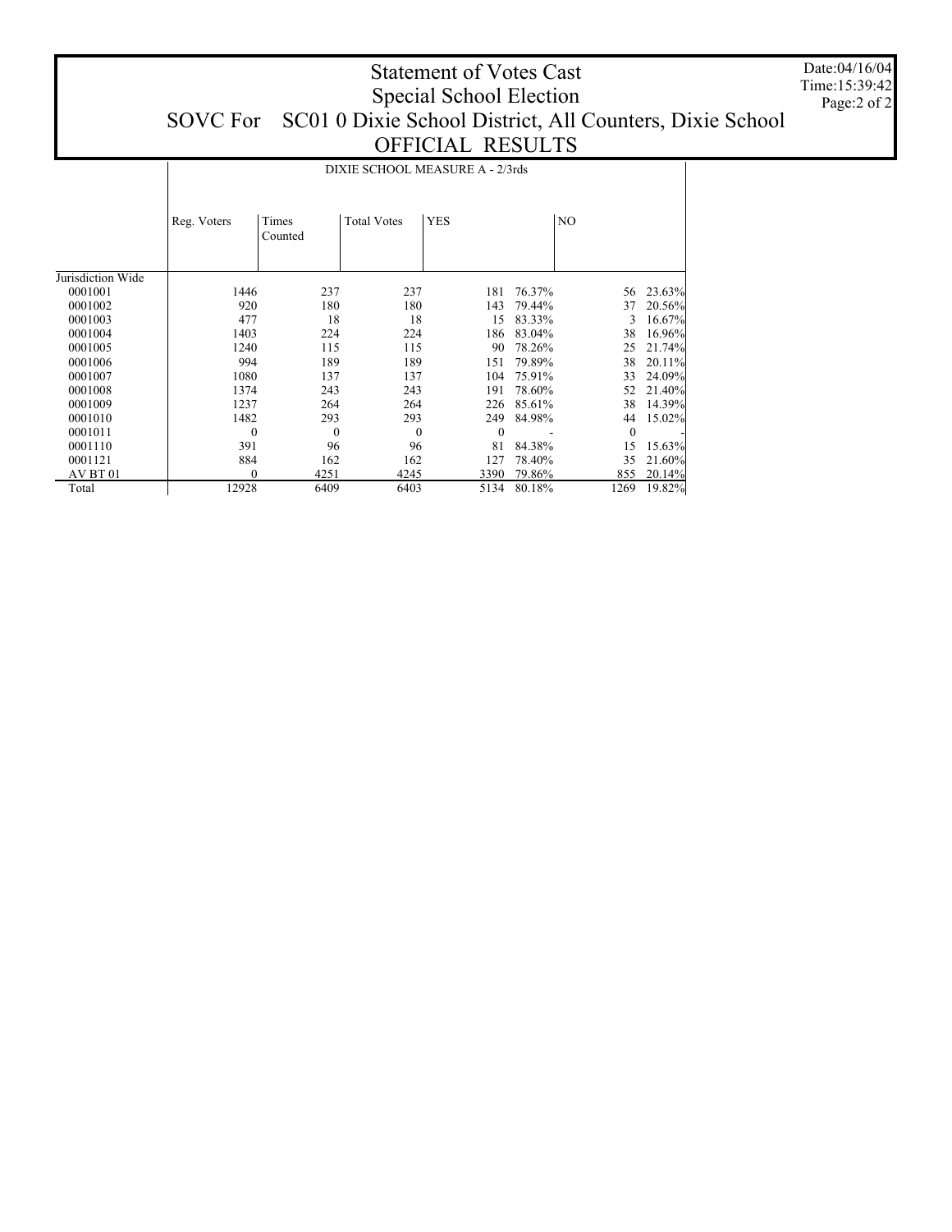# Statement of Votes Cast
## Special School Election
## SOVC For SC01 0 Dixie School District, All Counters, Dixie School
## OFFICIAL RESULTS

Date:04/16/04
Time:15:39:42

| | DIXIE SCHOOL MEASURE A - 2/3rds | | | | | | |
|---|---|---|---|---|---|---|---|
| | Reg. Voters | Times Counted | Total Votes | YES | | NO | |
| Jurisdiction Wide | | | | | | | |
| 0001001 | 1446 | 237 | 237 | 181 | 76.37% | 56 | 23.63% |
| 0001002 | 920 | 180 | 180 | 143 | 79.44% | 37 | 20.56% |
| 0001003 | 477 | 18 | 18 | 15 | 83.33% | 3 | 16.67% |
| 0001004 | 1403 | 224 | 224 | 186 | 83.04% | 38 | 16.96% |
| 0001005 | 1240 | 115 | 115 | 90 | 78.26% | 25 | 21.74% |
| 0001006 | 994 | 189 | 189 | 151 | 79.89% | 38 | 20.11% |
| 0001007 | 1080 | 137 | 137 | 104 | 75.91% | 33 | 24.09% |
| 0001008 | 1374 | 243 | 243 | 191 | 78.60% | 52 | 21.40% |
| 0001009 | 1237 | 264 | 264 | 226 | 85.61% | 38 | 14.39% |
| 0001010 | 1482 | 293 | 293 | 249 | 84.98% | 44 | 15.02% |
| 0001011 | 0 | 0 | 0 | 0 | - | 0 | - |
| 0001110 | 391 | 96 | 96 | 81 | 84.38% | 15 | 15.63% |
| 0001121 | 884 | 162 | 162 | 127 | 78.40% | 35 | 21.60% |
| AV BT 01 | 0 | 4251 | 4245 | 3390 | 79.86% | 855 | 20.14% |
| Total | 12928 | 6409 | 6403 | 5134 | 80.18% | 1269 | 19.82% |